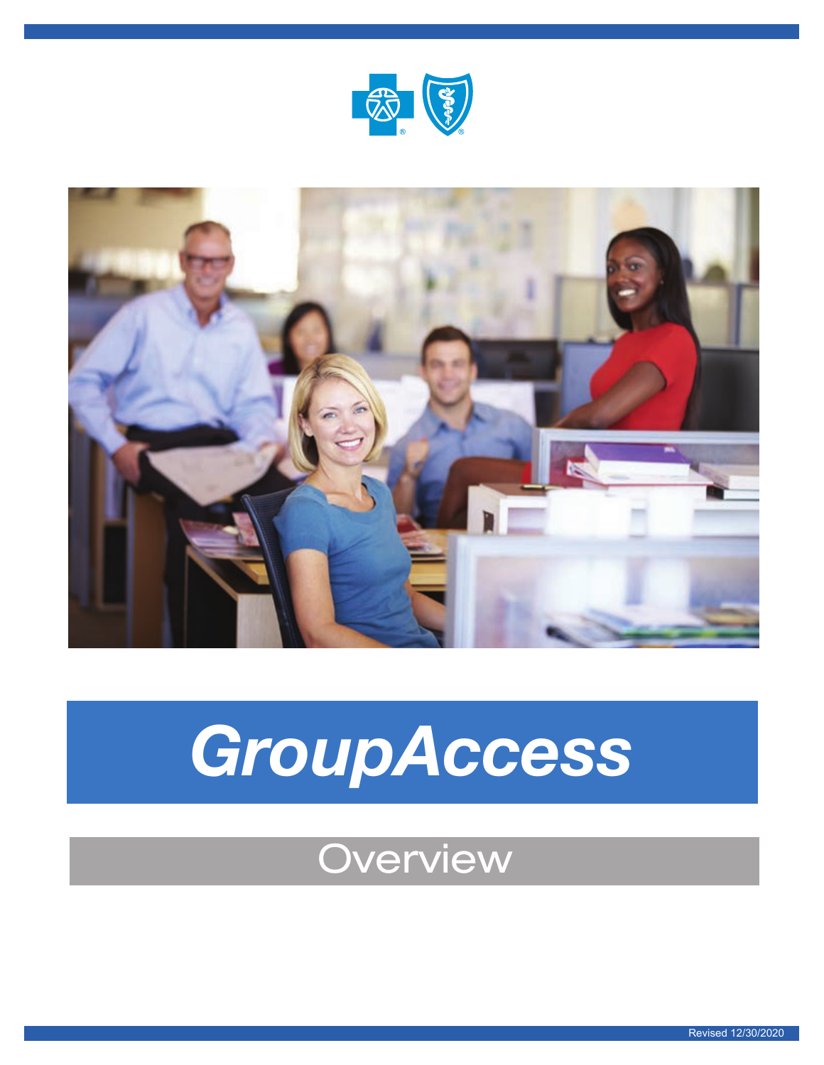# *GroupAccess*

## Overview

Revised 12/30/2020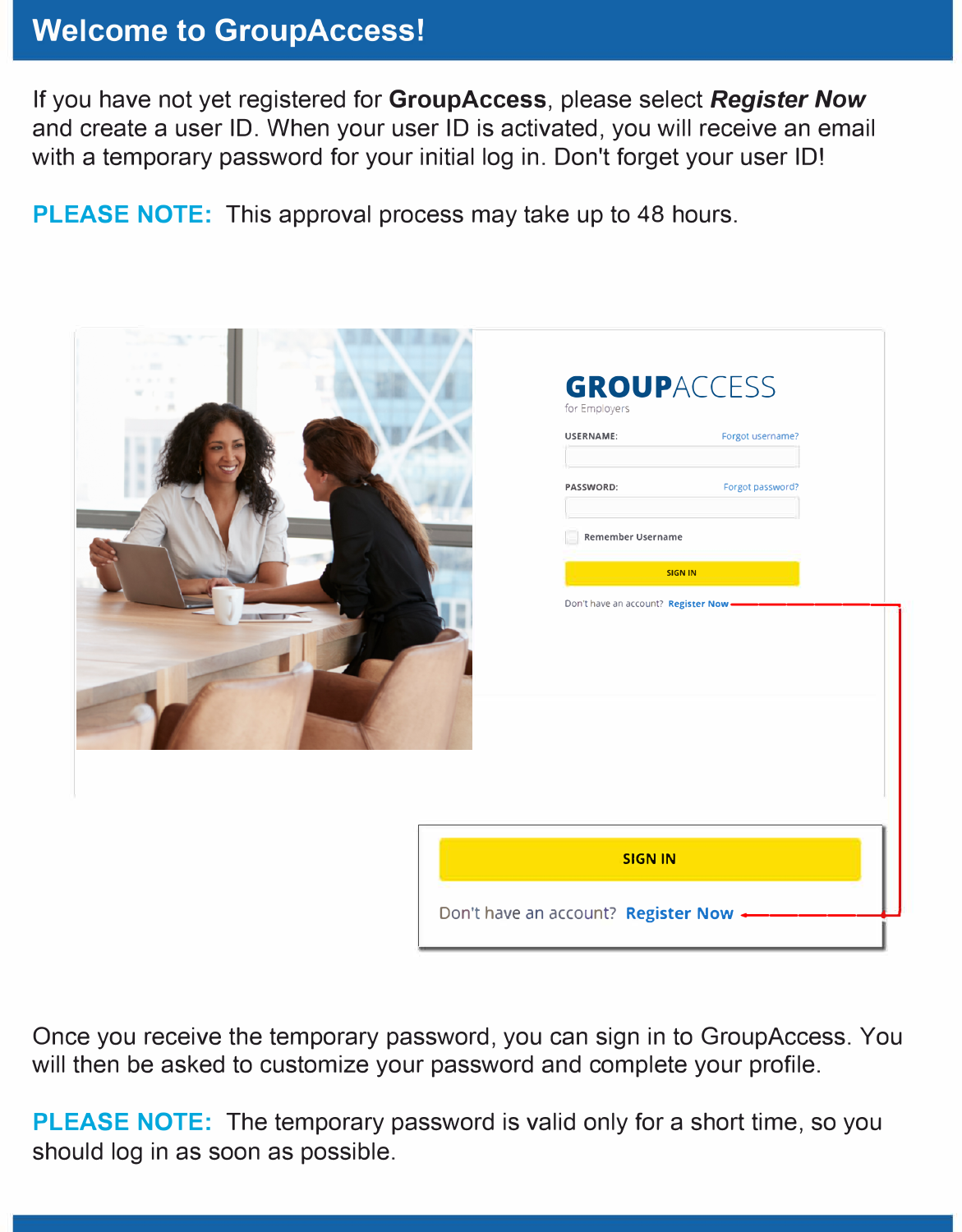# Welcome to GroupAccess!

If you have not yet registered for **GroupAccess**, please select ***Register Now*** and create a user ID. When your user ID is activated, you will receive an email with a temporary password for your initial log in. Don't forget your user ID!

**PLEASE NOTE:** This approval process may take up to 48 hours.

GROUPACCESS for Employers

USERNAME: Forgot username?

PASSWORD: Forgot password?

Remember Username

SIGN IN

Don't have an account? Register Now

SIGN IN

Don't have an account? Register Now

Once you receive the temporary password, you can sign in to GroupAccess. You will then be asked to customize your password and complete your profile.

**PLEASE NOTE:** The temporary password is valid only for a short time, so you should log in as soon as possible.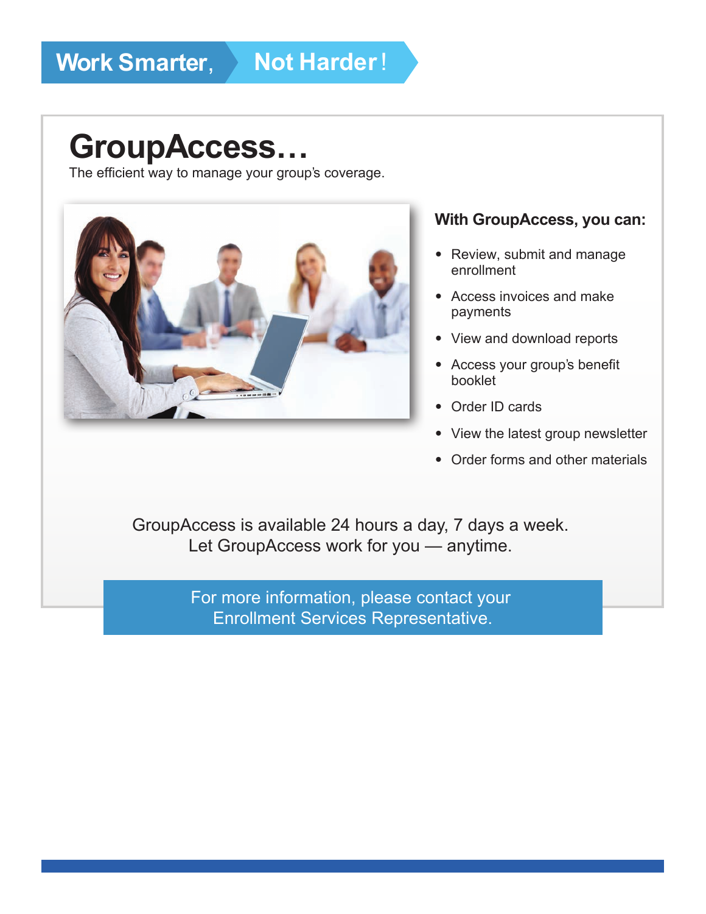**Work Smarter, Not Harder!**

# GroupAccess…

The efficient way to manage your group's coverage.

**With GroupAccess, you can:**

- Review, submit and manage enrollment
- Access invoices and make payments
- View and download reports
- Access your group's benefit booklet
- Order ID cards
- View the latest group newsletter
- Order forms and other materials

GroupAccess is available 24 hours a day, 7 days a week.
Let GroupAccess work for you — anytime.

For more information, please contact your Enrollment Services Representative.